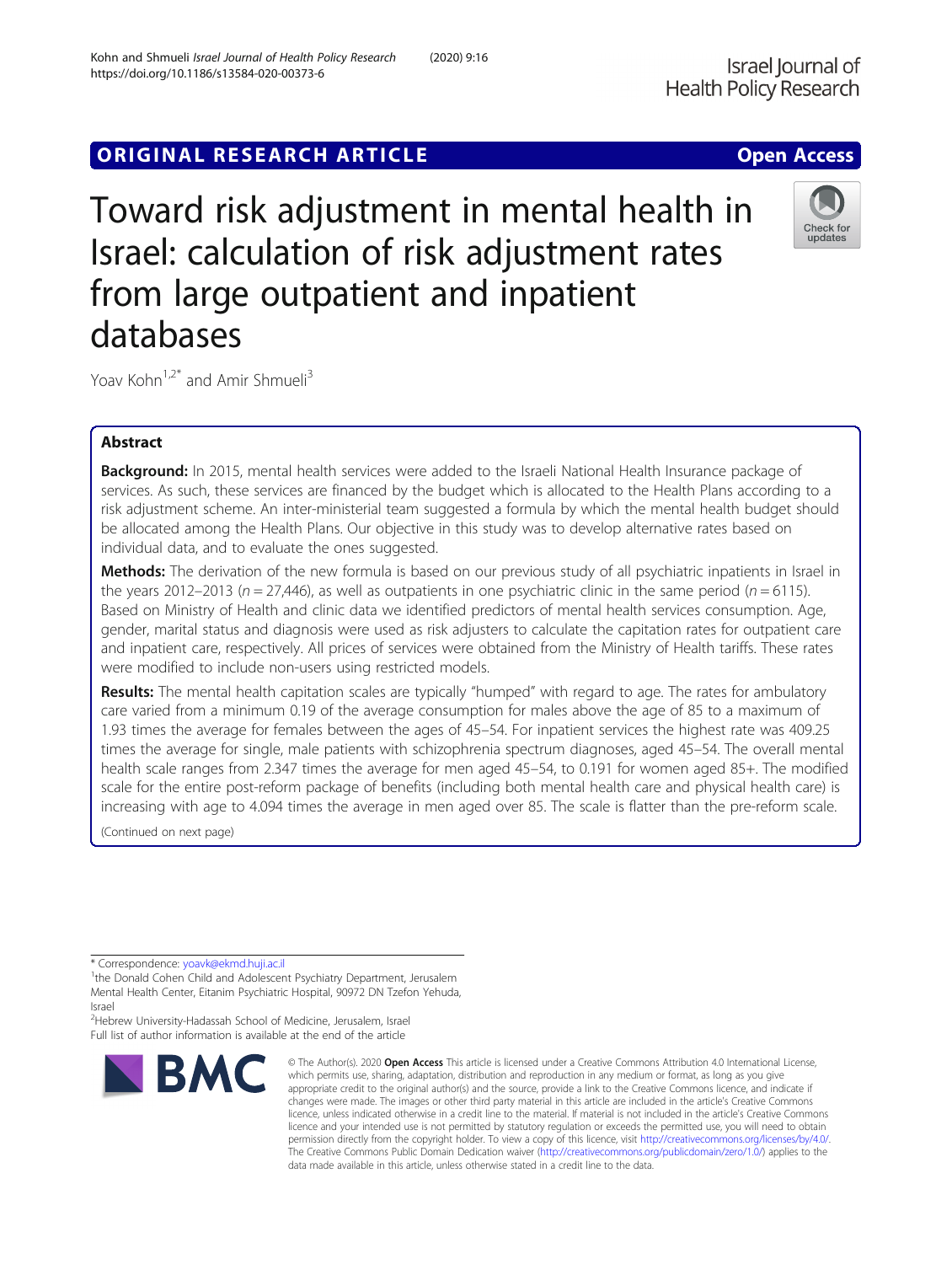ORIGINAL RESEARCH ARTICLE

Open Access

# Toward risk adjustment in mental health in Israel: calculation of risk adjustment rates from large outpatient and inpatient databases

Yoav Kohn[1,2*] and Amir Shmueli[3]

## Abstract

**Background:** In 2015, mental health services were added to the Israeli National Health Insurance package of services. As such, these services are financed by the budget which is allocated to the Health Plans according to a risk adjustment scheme. An inter-ministerial team suggested a formula by which the mental health budget should be allocated among the Health Plans. Our objective in this study was to develop alternative rates based on individual data, and to evaluate the ones suggested.

**Methods:** The derivation of the new formula is based on our previous study of all psychiatric inpatients in Israel in the years 2012–2013 ($n = 27,446$), as well as outpatients in one psychiatric clinic in the same period ($n = 6115$). Based on Ministry of Health and clinic data we identified predictors of mental health services consumption. Age, gender, marital status and diagnosis were used as risk adjusters to calculate the capitation rates for outpatient care and inpatient care, respectively. All prices of services were obtained from the Ministry of Health tariffs. These rates were modified to include non-users using restricted models.

**Results:** The mental health capitation scales are typically "humped" with regard to age. The rates for ambulatory care varied from a minimum 0.19 of the average consumption for males above the age of 85 to a maximum of 1.93 times the average for females between the ages of 45–54. For inpatient services the highest rate was 409.25 times the average for single, male patients with schizophrenia spectrum diagnoses, aged 45–54. The overall mental health scale ranges from 2.347 times the average for men aged 45–54, to 0.191 for women aged 85+. The modified scale for the entire post-reform package of benefits (including both mental health care and physical health care) is increasing with age to 4.094 times the average in men aged over 85. The scale is flatter than the pre-reform scale.

(Continued on next page)

---

* Correspondence: yoavk@ekmd.huji.ac.il

[1]the Donald Cohen Child and Adolescent Psychiatry Department, Jerusalem Mental Health Center, Eitanim Psychiatric Hospital, 90972 DN Tzefon Yehuda, Israel

[2]Hebrew University-Hadassah School of Medicine, Jerusalem, Israel

Full list of author information is available at the end of the article

© The Author(s). 2020 **Open Access** This article is licensed under a Creative Commons Attribution 4.0 International License, which permits use, sharing, adaptation, distribution and reproduction in any medium or format, as long as you give appropriate credit to the original author(s) and the source, provide a link to the Creative Commons licence, and indicate if changes were made. The images or other third party material in this article are included in the article's Creative Commons licence, unless indicated otherwise in a credit line to the material. If material is not included in the article's Creative Commons licence and your intended use is not permitted by statutory regulation or exceeds the permitted use, you will need to obtain permission directly from the copyright holder. To view a copy of this licence, visit http://creativecommons.org/licenses/by/4.0/. The Creative Commons Public Domain Dedication waiver (http://creativecommons.org/publicdomain/zero/1.0/) applies to the data made available in this article, unless otherwise stated in a credit line to the data.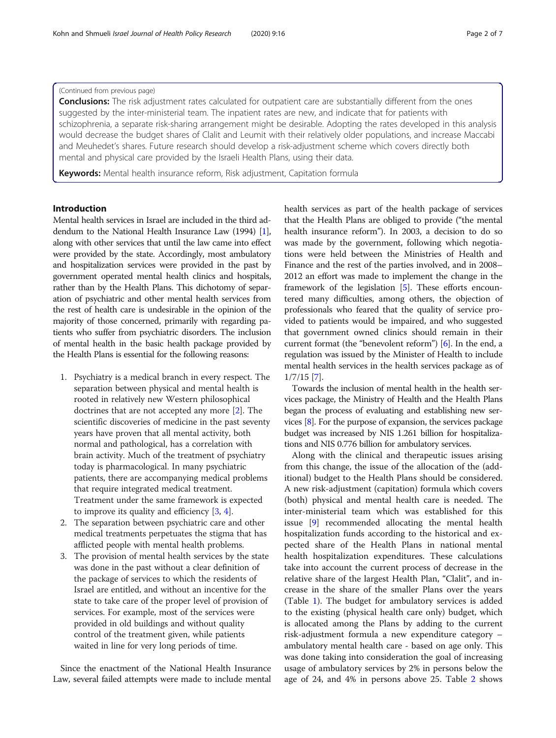(Continued from previous page)

**Conclusions:** The risk adjustment rates calculated for outpatient care are substantially different from the ones suggested by the inter-ministerial team. The inpatient rates are new, and indicate that for patients with schizophrenia, a separate risk-sharing arrangement might be desirable. Adopting the rates developed in this analysis would decrease the budget shares of Clalit and Leumit with their relatively older populations, and increase Maccabi and Meuhedet's shares. Future research should develop a risk-adjustment scheme which covers directly both mental and physical care provided by the Israeli Health Plans, using their data.

**Keywords:** Mental health insurance reform, Risk adjustment, Capitation formula

## Introduction

Mental health services in Israel are included in the third addendum to the National Health Insurance Law (1994) [1], along with other services that until the law came into effect were provided by the state. Accordingly, most ambulatory and hospitalization services were provided in the past by government operated mental health clinics and hospitals, rather than by the Health Plans. This dichotomy of separation of psychiatric and other mental health services from the rest of health care is undesirable in the opinion of the majority of those concerned, primarily with regarding patients who suffer from psychiatric disorders. The inclusion of mental health in the basic health package provided by the Health Plans is essential for the following reasons:

1. Psychiatry is a medical branch in every respect. The separation between physical and mental health is rooted in relatively new Western philosophical doctrines that are not accepted any more [2]. The scientific discoveries of medicine in the past seventy years have proven that all mental activity, both normal and pathological, has a correlation with brain activity. Much of the treatment of psychiatry today is pharmacological. In many psychiatric patients, there are accompanying medical problems that require integrated medical treatment. Treatment under the same framework is expected to improve its quality and efficiency [3, 4].
2. The separation between psychiatric care and other medical treatments perpetuates the stigma that has afflicted people with mental health problems.
3. The provision of mental health services by the state was done in the past without a clear definition of the package of services to which the residents of Israel are entitled, and without an incentive for the state to take care of the proper level of provision of services. For example, most of the services were provided in old buildings and without quality control of the treatment given, while patients waited in line for very long periods of time.

Since the enactment of the National Health Insurance Law, several failed attempts were made to include mental health services as part of the health package of services that the Health Plans are obliged to provide ("the mental health insurance reform"). In 2003, a decision to do so was made by the government, following which negotiations were held between the Ministries of Health and Finance and the rest of the parties involved, and in 2008–2012 an effort was made to implement the change in the framework of the legislation [5]. These efforts encountered many difficulties, among others, the objection of professionals who feared that the quality of service provided to patients would be impaired, and who suggested that government owned clinics should remain in their current format (the "benevolent reform") [6]. In the end, a regulation was issued by the Minister of Health to include mental health services in the health services package as of 1/7/15 [7].

Towards the inclusion of mental health in the health services package, the Ministry of Health and the Health Plans began the process of evaluating and establishing new services [8]. For the purpose of expansion, the services package budget was increased by NIS 1.261 billion for hospitalizations and NIS 0.776 billion for ambulatory services.

Along with the clinical and therapeutic issues arising from this change, the issue of the allocation of the (additional) budget to the Health Plans should be considered. A new risk-adjustment (capitation) formula which covers (both) physical and mental health care is needed. The inter-ministerial team which was established for this issue [9] recommended allocating the mental health hospitalization funds according to the historical and expected share of the Health Plans in national mental health hospitalization expenditures. These calculations take into account the current process of decrease in the relative share of the largest Health Plan, "Clalit", and increase in the share of the smaller Plans over the years (Table 1). The budget for ambulatory services is added to the existing (physical health care only) budget, which is allocated among the Plans by adding to the current risk-adjustment formula a new expenditure category – ambulatory mental health care - based on age only. This was done taking into consideration the goal of increasing usage of ambulatory services by 2% in persons below the age of 24, and 4% in persons above 25. Table 2 shows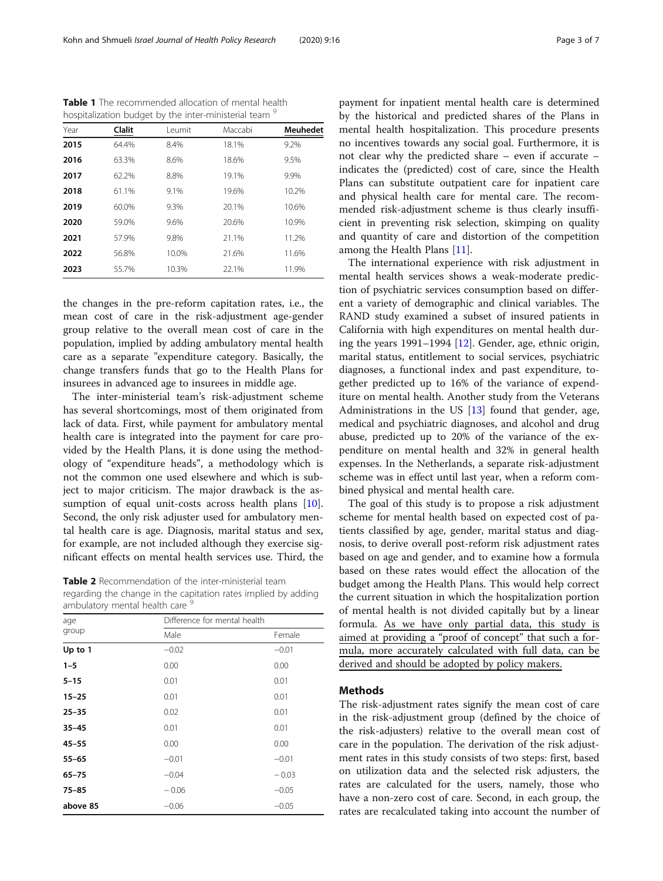**Table 1** The recommended allocation of mental health hospitalization budget by the inter-ministerial team [9]

| Year | **Clalit** | Leumit | Maccabi | **Meuhedet** |
|---|---|---|---|---|
| **2015** | 64.4% | 8.4% | 18.1% | 9.2% |
| **2016** | 63.3% | 8.6% | 18.6% | 9.5% |
| **2017** | 62.2% | 8.8% | 19.1% | 9.9% |
| **2018** | 61.1% | 9.1% | 19.6% | 10.2% |
| **2019** | 60.0% | 9.3% | 20.1% | 10.6% |
| **2020** | 59.0% | 9.6% | 20.6% | 10.9% |
| **2021** | 57.9% | 9.8% | 21.1% | 11.2% |
| **2022** | 56.8% | 10.0% | 21.6% | 11.6% |
| **2023** | 55.7% | 10.3% | 22.1% | 11.9% |

the changes in the pre-reform capitation rates, i.e., the mean cost of care in the risk-adjustment age-gender group relative to the overall mean cost of care in the population, implied by adding ambulatory mental health care as a separate "expenditure category. Basically, the change transfers funds that go to the Health Plans for insurees in advanced age to insurees in middle age.

The inter-ministerial team's risk-adjustment scheme has several shortcomings, most of them originated from lack of data. First, while payment for ambulatory mental health care is integrated into the payment for care provided by the Health Plans, it is done using the methodology of "expenditure heads", a methodology which is not the common one used elsewhere and which is subject to major criticism. The major drawback is the assumption of equal unit-costs across health plans [10]. Second, the only risk adjuster used for ambulatory mental health care is age. Diagnosis, marital status and sex, for example, are not included although they exercise significant effects on mental health services use. Third, the

**Table 2** Recommendation of the inter-ministerial team regarding the change in the capitation rates implied by adding ambulatory mental health care [9]

| age group | Difference for mental health | |
|---|---|---|
| | Male | Female |
| **Up to 1** | −0.02 | −0.01 |
| **1–5** | 0.00 | 0.00 |
| **5–15** | 0.01 | 0.01 |
| **15–25** | 0.01 | 0.01 |
| **25–35** | 0.02 | 0.01 |
| **35–45** | 0.01 | 0.01 |
| **45–55** | 0.00 | 0.00 |
| **55–65** | −0.01 | −0.01 |
| **65–75** | −0.04 | −0.03 |
| **75–85** | −0.06 | −0.05 |
| **above 85** | −0.06 | −0.05 |

payment for inpatient mental health care is determined by the historical and predicted shares of the Plans in mental health hospitalization. This procedure presents no incentives towards any social goal. Furthermore, it is not clear why the predicted share – even if accurate – indicates the (predicted) cost of care, since the Health Plans can substitute outpatient care for inpatient care and physical health care for mental care. The recommended risk-adjustment scheme is thus clearly insufficient in preventing risk selection, skimping on quality and quantity of care and distortion of the competition among the Health Plans [11].

The international experience with risk adjustment in mental health services shows a weak-moderate prediction of psychiatric services consumption based on different a variety of demographic and clinical variables. The RAND study examined a subset of insured patients in California with high expenditures on mental health during the years 1991–1994 [12]. Gender, age, ethnic origin, marital status, entitlement to social services, psychiatric diagnoses, a functional index and past expenditure, together predicted up to 16% of the variance of expenditure on mental health. Another study from the Veterans Administrations in the US [13] found that gender, age, medical and psychiatric diagnoses, and alcohol and drug abuse, predicted up to 20% of the variance of the expenditure on mental health and 32% in general health expenses. In the Netherlands, a separate risk-adjustment scheme was in effect until last year, when a reform combined physical and mental health care.

The goal of this study is to propose a risk adjustment scheme for mental health based on expected cost of patients classified by age, gender, marital status and diagnosis, to derive overall post-reform risk adjustment rates based on age and gender, and to examine how a formula based on these rates would effect the allocation of the budget among the Health Plans. This would help correct the current situation in which the hospitalization portion of mental health is not divided capitally but by a linear formula. <u>As we have only partial data, this study is aimed at providing a "proof of concept" that such a formula, more accurately calculated with full data, can be derived and should be adopted by policy makers.</u>

## Methods

The risk-adjustment rates signify the mean cost of care in the risk-adjustment group (defined by the choice of the risk-adjusters) relative to the overall mean cost of care in the population. The derivation of the risk adjustment rates in this study consists of two steps: first, based on utilization data and the selected risk adjusters, the rates are calculated for the users, namely, those who have a non-zero cost of care. Second, in each group, the rates are recalculated taking into account the number of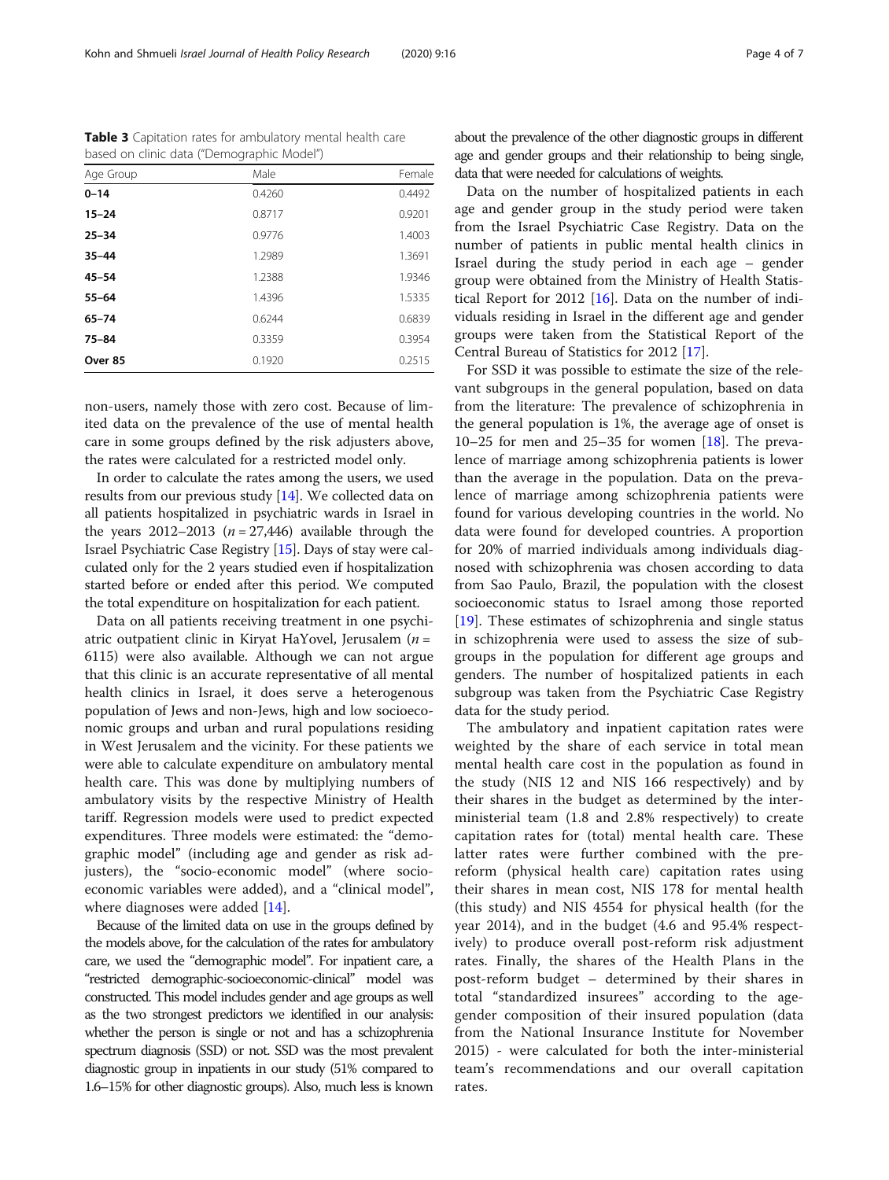**Table 3** Capitation rates for ambulatory mental health care based on clinic data ("Demographic Model")

| Age Group | Male | Female |
|---|---|---|
| **0–14** | 0.4260 | 0.4492 |
| **15–24** | 0.8717 | 0.9201 |
| **25–34** | 0.9776 | 1.4003 |
| **35–44** | 1.2989 | 1.3691 |
| **45–54** | 1.2388 | 1.9346 |
| **55–64** | 1.4396 | 1.5335 |
| **65–74** | 0.6244 | 0.6839 |
| **75–84** | 0.3359 | 0.3954 |
| **Over 85** | 0.1920 | 0.2515 |

non-users, namely those with zero cost. Because of limited data on the prevalence of the use of mental health care in some groups defined by the risk adjusters above, the rates were calculated for a restricted model only.

In order to calculate the rates among the users, we used results from our previous study [14]. We collected data on all patients hospitalized in psychiatric wards in Israel in the years 2012–2013 ($n = 27{,}446$) available through the Israel Psychiatric Case Registry [15]. Days of stay were calculated only for the 2 years studied even if hospitalization started before or ended after this period. We computed the total expenditure on hospitalization for each patient.

Data on all patients receiving treatment in one psychiatric outpatient clinic in Kiryat HaYovel, Jerusalem ($n = 6115$) were also available. Although we can not argue that this clinic is an accurate representative of all mental health clinics in Israel, it does serve a heterogenous population of Jews and non-Jews, high and low socioeconomic groups and urban and rural populations residing in West Jerusalem and the vicinity. For these patients we were able to calculate expenditure on ambulatory mental health care. This was done by multiplying numbers of ambulatory visits by the respective Ministry of Health tariff. Regression models were used to predict expected expenditures. Three models were estimated: the "demographic model" (including age and gender as risk adjusters), the "socio-economic model" (where socioeconomic variables were added), and a "clinical model", where diagnoses were added [14].

Because of the limited data on use in the groups defined by the models above, for the calculation of the rates for ambulatory care, we used the "demographic model". For inpatient care, a "restricted demographic-socioeconomic-clinical" model was constructed. This model includes gender and age groups as well as the two strongest predictors we identified in our analysis: whether the person is single or not and has a schizophrenia spectrum diagnosis (SSD) or not. SSD was the most prevalent diagnostic group in inpatients in our study (51% compared to 1.6–15% for other diagnostic groups). Also, much less is known about the prevalence of the other diagnostic groups in different age and gender groups and their relationship to being single, data that were needed for calculations of weights.

Data on the number of hospitalized patients in each age and gender group in the study period were taken from the Israel Psychiatric Case Registry. Data on the number of patients in public mental health clinics in Israel during the study period in each age – gender group were obtained from the Ministry of Health Statistical Report for 2012 [16]. Data on the number of individuals residing in Israel in the different age and gender groups were taken from the Statistical Report of the Central Bureau of Statistics for 2012 [17].

For SSD it was possible to estimate the size of the relevant subgroups in the general population, based on data from the literature: The prevalence of schizophrenia in the general population is 1%, the average age of onset is 10–25 for men and 25–35 for women [18]. The prevalence of marriage among schizophrenia patients is lower than the average in the population. Data on the prevalence of marriage among schizophrenia patients were found for various developing countries in the world. No data were found for developed countries. A proportion for 20% of married individuals among individuals diagnosed with schizophrenia was chosen according to data from Sao Paulo, Brazil, the population with the closest socioeconomic status to Israel among those reported [19]. These estimates of schizophrenia and single status in schizophrenia were used to assess the size of subgroups in the population for different age groups and genders. The number of hospitalized patients in each subgroup was taken from the Psychiatric Case Registry data for the study period.

The ambulatory and inpatient capitation rates were weighted by the share of each service in total mean mental health care cost in the population as found in the study (NIS 12 and NIS 166 respectively) and by their shares in the budget as determined by the inter-ministerial team (1.8 and 2.8% respectively) to create capitation rates for (total) mental health care. These latter rates were further combined with the pre-reform (physical health care) capitation rates using their shares in mean cost, NIS 178 for mental health (this study) and NIS 4554 for physical health (for the year 2014), and in the budget (4.6 and 95.4% respectively) to produce overall post-reform risk adjustment rates. Finally, the shares of the Health Plans in the post-reform budget – determined by their shares in total "standardized insurees" according to the age-gender composition of their insured population (data from the National Insurance Institute for November 2015) - were calculated for both the inter-ministerial team's recommendations and our overall capitation rates.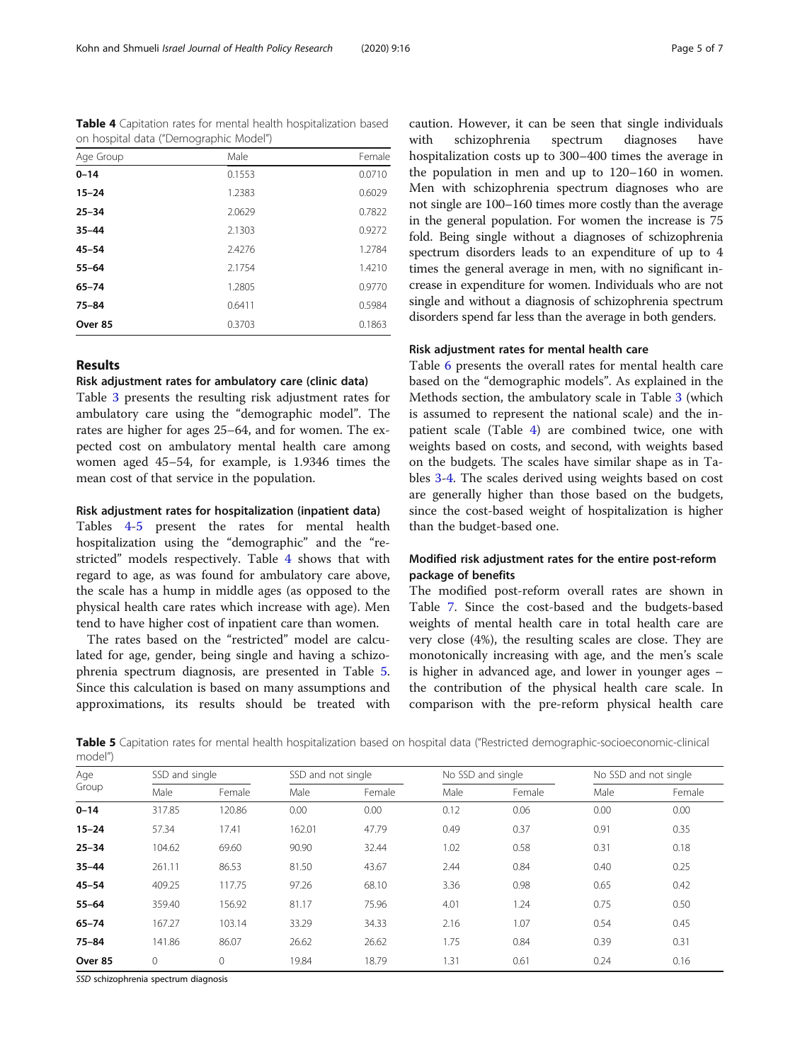**Table 4** Capitation rates for mental health hospitalization based on hospital data ("Demographic Model")

| Age Group | Male | Female |
|---|---|---|
| **0–14** | 0.1553 | 0.0710 |
| **15–24** | 1.2383 | 0.6029 |
| **25–34** | 2.0629 | 0.7822 |
| **35–44** | 2.1303 | 0.9272 |
| **45–54** | 2.4276 | 1.2784 |
| **55–64** | 2.1754 | 1.4210 |
| **65–74** | 1.2805 | 0.9770 |
| **75–84** | 0.6411 | 0.5984 |
| **Over 85** | 0.3703 | 0.1863 |

## Results

### Risk adjustment rates for ambulatory care (clinic data)

Table 3 presents the resulting risk adjustment rates for ambulatory care using the "demographic model". The rates are higher for ages 25–64, and for women. The expected cost on ambulatory mental health care among women aged 45–54, for example, is 1.9346 times the mean cost of that service in the population.

### Risk adjustment rates for hospitalization (inpatient data)

Tables 4-5 present the rates for mental health hospitalization using the "demographic" and the "restricted" models respectively. Table 4 shows that with regard to age, as was found for ambulatory care above, the scale has a hump in middle ages (as opposed to the physical health care rates which increase with age). Men tend to have higher cost of inpatient care than women.

The rates based on the "restricted" model are calculated for age, gender, being single and having a schizophrenia spectrum diagnosis, are presented in Table 5. Since this calculation is based on many assumptions and approximations, its results should be treated with caution. However, it can be seen that single individuals with schizophrenia spectrum diagnoses have hospitalization costs up to 300–400 times the average in the population in men and up to 120–160 in women. Men with schizophrenia spectrum diagnoses who are not single are 100–160 times more costly than the average in the general population. For women the increase is 75 fold. Being single without a diagnoses of schizophrenia spectrum disorders leads to an expenditure of up to 4 times the general average in men, with no significant increase in expenditure for women. Individuals who are not single and without a diagnosis of schizophrenia spectrum disorders spend far less than the average in both genders.

### Risk adjustment rates for mental health care

Table 6 presents the overall rates for mental health care based on the "demographic models". As explained in the Methods section, the ambulatory scale in Table 3 (which is assumed to represent the national scale) and the inpatient scale (Table 4) are combined twice, one with weights based on costs, and second, with weights based on the budgets. The scales have similar shape as in Tables 3-4. The scales derived using weights based on cost are generally higher than those based on the budgets, since the cost-based weight of hospitalization is higher than the budget-based one.

### Modified risk adjustment rates for the entire post-reform package of benefits

The modified post-reform overall rates are shown in Table 7. Since the cost-based and the budgets-based weights of mental health care in total health care are very close (4%), the resulting scales are close. They are monotonically increasing with age, and the men's scale is higher in advanced age, and lower in younger ages – the contribution of the physical health care scale. In comparison with the pre-reform physical health care

**Table 5** Capitation rates for mental health hospitalization based on hospital data ("Restricted demographic-socioeconomic-clinical model")

| Age Group | SSD and single | | SSD and not single | | No SSD and single | | No SSD and not single | |
|---|---|---|---|---|---|---|---|---|
| | Male | Female | Male | Female | Male | Female | Male | Female |
| **0–14** | 317.85 | 120.86 | 0.00 | 0.00 | 0.12 | 0.06 | 0.00 | 0.00 |
| **15–24** | 57.34 | 17.41 | 162.01 | 47.79 | 0.49 | 0.37 | 0.91 | 0.35 |
| **25–34** | 104.62 | 69.60 | 90.90 | 32.44 | 1.02 | 0.58 | 0.31 | 0.18 |
| **35–44** | 261.11 | 86.53 | 81.50 | 43.67 | 2.44 | 0.84 | 0.40 | 0.25 |
| **45–54** | 409.25 | 117.75 | 97.26 | 68.10 | 3.36 | 0.98 | 0.65 | 0.42 |
| **55–64** | 359.40 | 156.92 | 81.17 | 75.96 | 4.01 | 1.24 | 0.75 | 0.50 |
| **65–74** | 167.27 | 103.14 | 33.29 | 34.33 | 2.16 | 1.07 | 0.54 | 0.45 |
| **75–84** | 141.86 | 86.07 | 26.62 | 26.62 | 1.75 | 0.84 | 0.39 | 0.31 |
| **Over 85** | 0 | 0 | 19.84 | 18.79 | 1.31 | 0.61 | 0.24 | 0.16 |

*SSD* schizophrenia spectrum diagnosis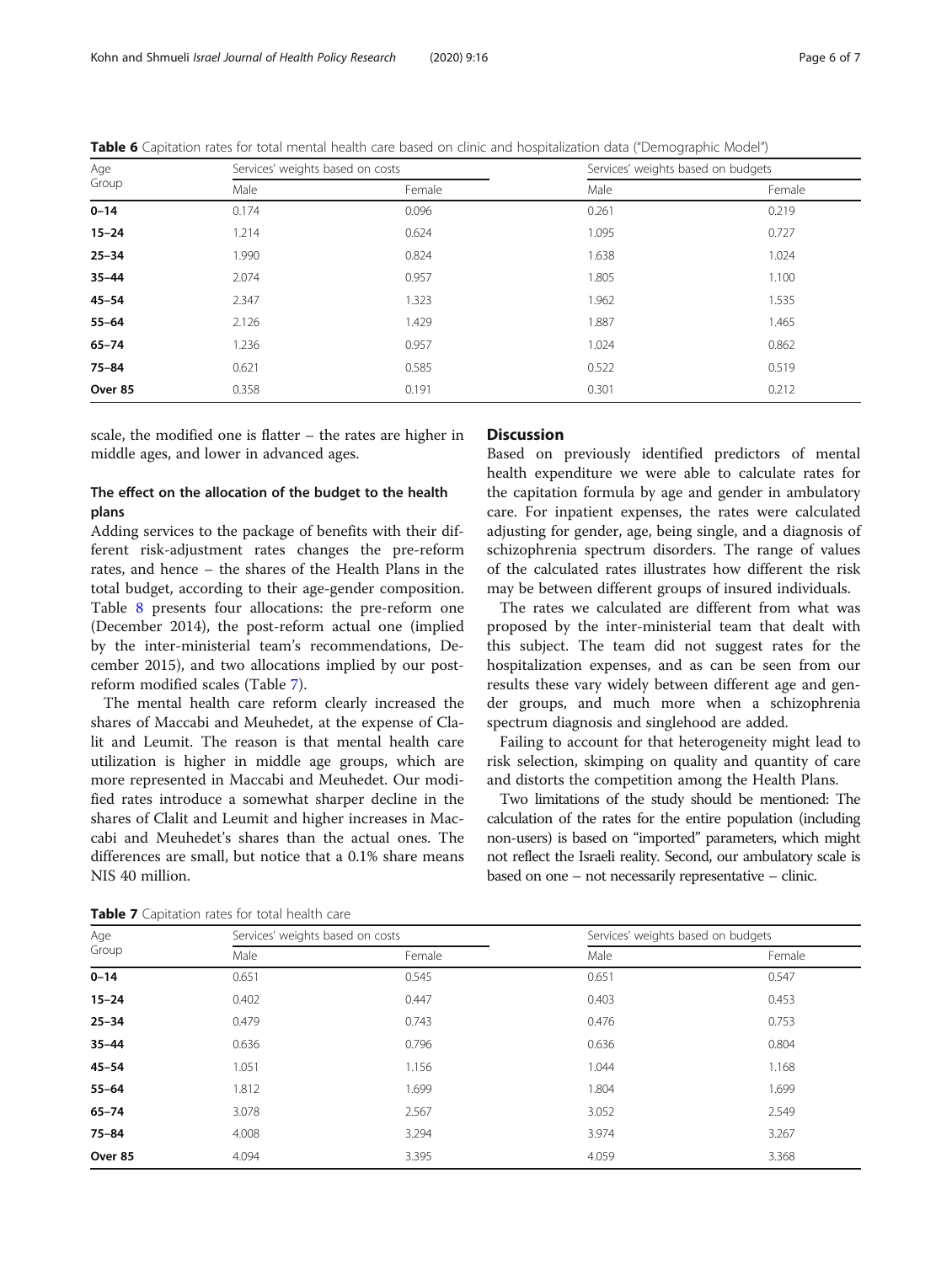**Table 6** Capitation rates for total mental health care based on clinic and hospitalization data ("Demographic Model")

| Age Group | Services' weights based on costs | | Services' weights based on budgets | |
|---|---|---|---|---|
| | Male | Female | Male | Female |
| **0–14** | 0.174 | 0.096 | 0.261 | 0.219 |
| **15–24** | 1.214 | 0.624 | 1.095 | 0.727 |
| **25–34** | 1.990 | 0.824 | 1.638 | 1.024 |
| **35–44** | 2.074 | 0.957 | 1.805 | 1.100 |
| **45–54** | 2.347 | 1.323 | 1.962 | 1.535 |
| **55–64** | 2.126 | 1.429 | 1.887 | 1.465 |
| **65–74** | 1.236 | 0.957 | 1.024 | 0.862 |
| **75–84** | 0.621 | 0.585 | 0.522 | 0.519 |
| **Over 85** | 0.358 | 0.191 | 0.301 | 0.212 |

scale, the modified one is flatter – the rates are higher in middle ages, and lower in advanced ages.

### The effect on the allocation of the budget to the health plans

Adding services to the package of benefits with their different risk-adjustment rates changes the pre-reform rates, and hence – the shares of the Health Plans in the total budget, according to their age-gender composition. Table 8 presents four allocations: the pre-reform one (December 2014), the post-reform actual one (implied by the inter-ministerial team's recommendations, December 2015), and two allocations implied by our post-reform modified scales (Table 7).

The mental health care reform clearly increased the shares of Maccabi and Meuhedet, at the expense of Clalit and Leumit. The reason is that mental health care utilization is higher in middle age groups, which are more represented in Maccabi and Meuhedet. Our modified rates introduce a somewhat sharper decline in the shares of Clalit and Leumit and higher increases in Maccabi and Meuhedet's shares than the actual ones. The differences are small, but notice that a 0.1% share means NIS 40 million.

## Discussion

Based on previously identified predictors of mental health expenditure we were able to calculate rates for the capitation formula by age and gender in ambulatory care. For inpatient expenses, the rates were calculated adjusting for gender, age, being single, and a diagnosis of schizophrenia spectrum disorders. The range of values of the calculated rates illustrates how different the risk may be between different groups of insured individuals.

The rates we calculated are different from what was proposed by the inter-ministerial team that dealt with this subject. The team did not suggest rates for the hospitalization expenses, and as can be seen from our results these vary widely between different age and gender groups, and much more when a schizophrenia spectrum diagnosis and singlehood are added.

Failing to account for that heterogeneity might lead to risk selection, skimping on quality and quantity of care and distorts the competition among the Health Plans.

Two limitations of the study should be mentioned: The calculation of the rates for the entire population (including non-users) is based on "imported" parameters, which might not reflect the Israeli reality. Second, our ambulatory scale is based on one – not necessarily representative – clinic.

**Table 7** Capitation rates for total health care

| Age Group | Services' weights based on costs | | Services' weights based on budgets | |
|---|---|---|---|---|
| | Male | Female | Male | Female |
| **0–14** | 0.651 | 0.545 | 0.651 | 0.547 |
| **15–24** | 0.402 | 0.447 | 0.403 | 0.453 |
| **25–34** | 0.479 | 0.743 | 0.476 | 0.753 |
| **35–44** | 0.636 | 0.796 | 0.636 | 0.804 |
| **45–54** | 1.051 | 1.156 | 1.044 | 1.168 |
| **55–64** | 1.812 | 1.699 | 1.804 | 1.699 |
| **65–74** | 3.078 | 2.567 | 3.052 | 2.549 |
| **75–84** | 4.008 | 3.294 | 3.974 | 3.267 |
| **Over 85** | 4.094 | 3.395 | 4.059 | 3.368 |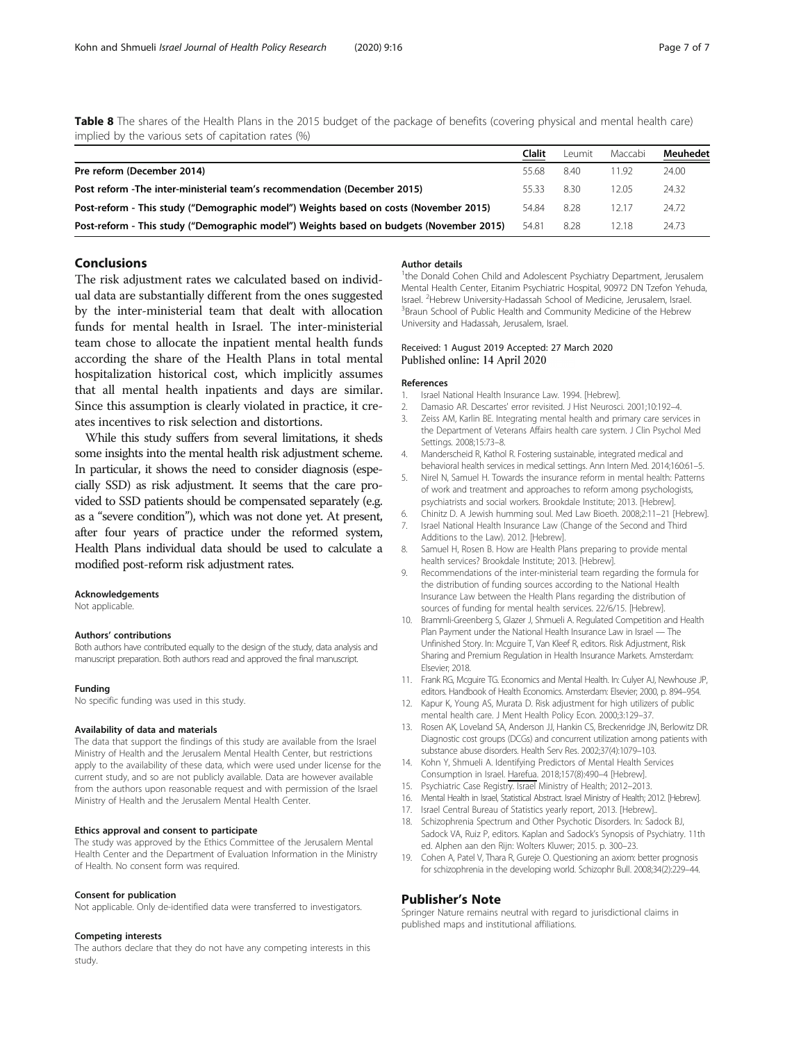**Table 8** The shares of the Health Plans in the 2015 budget of the package of benefits (covering physical and mental health care) implied by the various sets of capitation rates (%)

| | Clalit | Leumit | Maccabi | Meuhedet |
|---|---|---|---|---|
| **Pre reform (December 2014)** | 55.68 | 8.40 | 11.92 | 24.00 |
| **Post reform -The inter-ministerial team's recommendation (December 2015)** | 55.33 | 8.30 | 12.05 | 24.32 |
| **Post-reform - This study ("Demographic model") Weights based on costs (November 2015)** | 54.84 | 8.28 | 12.17 | 24.72 |
| **Post-reform - This study ("Demographic model") Weights based on budgets (November 2015)** | 54.81 | 8.28 | 12.18 | 24.73 |

## Conclusions

The risk adjustment rates we calculated based on individual data are substantially different from the ones suggested by the inter-ministerial team that dealt with allocation funds for mental health in Israel. The inter-ministerial team chose to allocate the inpatient mental health funds according the share of the Health Plans in total mental hospitalization historical cost, which implicitly assumes that all mental health inpatients and days are similar. Since this assumption is clearly violated in practice, it creates incentives to risk selection and distortions.

While this study suffers from several limitations, it sheds some insights into the mental health risk adjustment scheme. In particular, it shows the need to consider diagnosis (especially SSD) as risk adjustment. It seems that the care provided to SSD patients should be compensated separately (e.g. as a "severe condition"), which was not done yet. At present, after four years of practice under the reformed system, Health Plans individual data should be used to calculate a modified post-reform risk adjustment rates.

#### Acknowledgements

Not applicable.

#### Authors' contributions

Both authors have contributed equally to the design of the study, data analysis and manuscript preparation. Both authors read and approved the final manuscript.

#### Funding

No specific funding was used in this study.

#### Availability of data and materials

The data that support the findings of this study are available from the Israel Ministry of Health and the Jerusalem Mental Health Center, but restrictions apply to the availability of these data, which were used under license for the current study, and so are not publicly available. Data are however available from the authors upon reasonable request and with permission of the Israel Ministry of Health and the Jerusalem Mental Health Center.

#### Ethics approval and consent to participate

The study was approved by the Ethics Committee of the Jerusalem Mental Health Center and the Department of Evaluation Information in the Ministry of Health. No consent form was required.

#### Consent for publication

Not applicable. Only de-identified data were transferred to investigators.

#### Competing interests

The authors declare that they do not have any competing interests in this study.

#### Author details

[1]the Donald Cohen Child and Adolescent Psychiatry Department, Jerusalem Mental Health Center, Eitanim Psychiatric Hospital, 90972 DN Tzefon Yehuda, Israel. [2]Hebrew University-Hadassah School of Medicine, Jerusalem, Israel. [3]Braun School of Public Health and Community Medicine of the Hebrew University and Hadassah, Jerusalem, Israel.

Received: 1 August 2019 Accepted: 27 March 2020
Published online: 14 April 2020

#### References

1. Israel National Health Insurance Law. 1994. [Hebrew].
2. Damasio AR. Descartes' error revisited. J Hist Neurosci. 2001;10:192–4.
3. Zeiss AM, Karlin BE. Integrating mental health and primary care services in the Department of Veterans Affairs health care system. J Clin Psychol Med Settings. 2008;15:73–8.
4. Manderscheid R, Kathol R. Fostering sustainable, integrated medical and behavioral health services in medical settings. Ann Intern Med. 2014;160:61–5.
5. Nirel N, Samuel H. Towards the insurance reform in mental health: Patterns of work and treatment and approaches to reform among psychologists, psychiatrists and social workers. Brookdale Institute; 2013. [Hebrew].
6. Chinitz D. A Jewish humming soul. Med Law Bioeth. 2008;2:11–21 [Hebrew].
7. Israel National Health Insurance Law (Change of the Second and Third Additions to the Law). 2012. [Hebrew].
8. Samuel H, Rosen B. How are Health Plans preparing to provide mental health services? Brookdale Institute; 2013. [Hebrew].
9. Recommendations of the inter-ministerial team regarding the formula for the distribution of funding sources according to the National Health Insurance Law between the Health Plans regarding the distribution of sources of funding for mental health services. 22/6/15. [Hebrew].
10. Brammli-Greenberg S, Glazer J, Shmueli A. Regulated Competition and Health Plan Payment under the National Health Insurance Law in Israel — The Unfinished Story. In: Mcguire T, Van Kleef R, editors. Risk Adjustment, Risk Sharing and Premium Regulation in Health Insurance Markets. Amsterdam: Elsevier; 2018.
11. Frank RG, Mcguire TG. Economics and Mental Health. In: Culyer AJ, Newhouse JP, editors. Handbook of Health Economics. Amsterdam: Elsevier; 2000, p. 894–954.
12. Kapur K, Young AS, Murata D. Risk adjustment for high utilizers of public mental health care. J Ment Health Policy Econ. 2000;3:129–37.
13. Rosen AK, Loveland SA, Anderson JJ, Hankin CS, Breckenridge JN, Berlowitz DR. Diagnostic cost groups (DCGs) and concurrent utilization among patients with substance abuse disorders. Health Serv Res. 2002;37(4):1079–103.
14. Kohn Y, Shmueli A. Identifying Predictors of Mental Health Services Consumption in Israel. Harefua. 2018;157(8):490–4 [Hebrew].
15. Psychiatric Case Registry. Israel Ministry of Health; 2012–2013.
16. Mental Health in Israel, Statistical Abstract. Israel Ministry of Health; 2012. [Hebrew].
17. Israel Central Bureau of Statistics yearly report, 2013. [Hebrew]..
18. Schizophrenia Spectrum and Other Psychotic Disorders. In: Sadock BJ, Sadock VA, Ruiz P, editors. Kaplan and Sadock's Synopsis of Psychiatry. 11th ed. Alphen aan den Rijn: Wolters Kluwer; 2015. p. 300–23.
19. Cohen A, Patel V, Thara R, Gureje O. Questioning an axiom: better prognosis for schizophrenia in the developing world. Schizophr Bull. 2008;34(2):229–44.

## Publisher's Note

Springer Nature remains neutral with regard to jurisdictional claims in published maps and institutional affiliations.